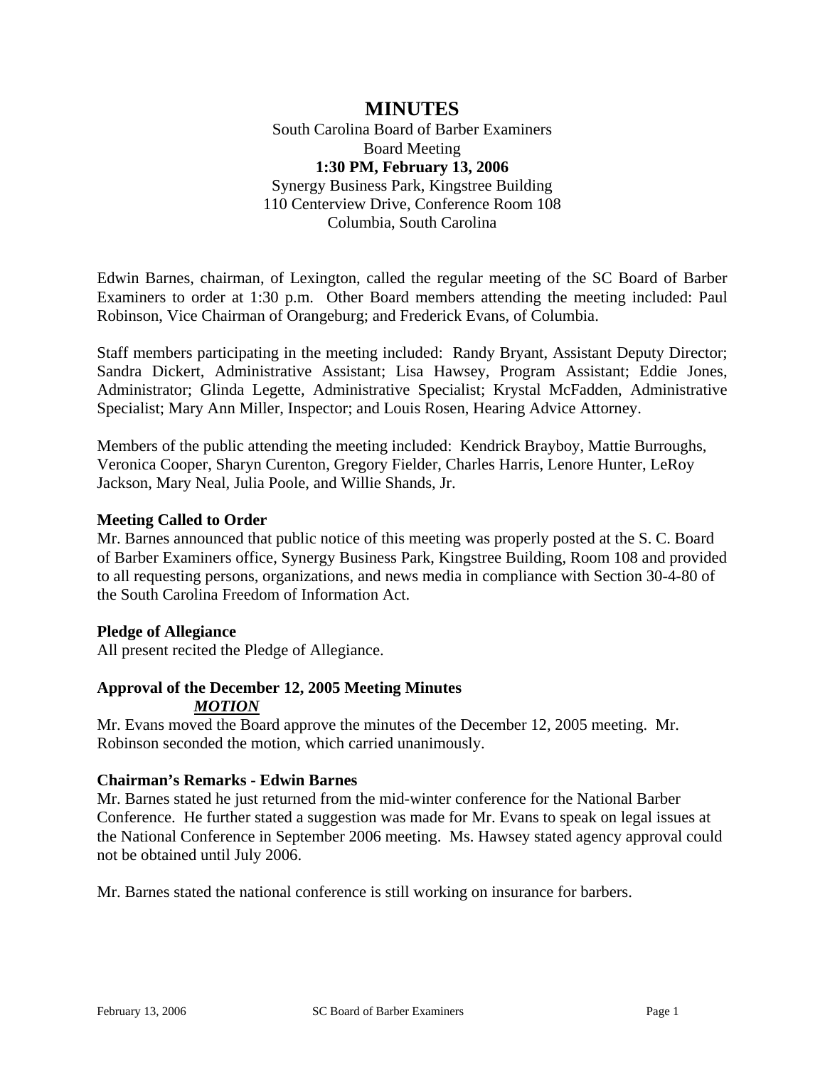# MINUTES

South Carolina Board of Barber Examiners
Board Meeting
**1:30 PM, February 13, 2006**
Synergy Business Park, Kingstree Building
110 Centerview Drive, Conference Room 108
Columbia, South Carolina

Edwin Barnes, chairman, of Lexington, called the regular meeting of the SC Board of Barber Examiners to order at 1:30 p.m. Other Board members attending the meeting included: Paul Robinson, Vice Chairman of Orangeburg; and Frederick Evans, of Columbia.

Staff members participating in the meeting included: Randy Bryant, Assistant Deputy Director; Sandra Dickert, Administrative Assistant; Lisa Hawsey, Program Assistant; Eddie Jones, Administrator; Glinda Legette, Administrative Specialist; Krystal McFadden, Administrative Specialist; Mary Ann Miller, Inspector; and Louis Rosen, Hearing Advice Attorney.

Members of the public attending the meeting included: Kendrick Brayboy, Mattie Burroughs, Veronica Cooper, Sharyn Curenton, Gregory Fielder, Charles Harris, Lenore Hunter, LeRoy Jackson, Mary Neal, Julia Poole, and Willie Shands, Jr.

**Meeting Called to Order**
Mr. Barnes announced that public notice of this meeting was properly posted at the S. C. Board of Barber Examiners office, Synergy Business Park, Kingstree Building, Room 108 and provided to all requesting persons, organizations, and news media in compliance with Section 30-4-80 of the South Carolina Freedom of Information Act.

**Pledge of Allegiance**
All present recited the Pledge of Allegiance.

**Approval of the December 12, 2005 Meeting Minutes**
***MOTION***
Mr. Evans moved the Board approve the minutes of the December 12, 2005 meeting. Mr. Robinson seconded the motion, which carried unanimously.

**Chairman's Remarks - Edwin Barnes**
Mr. Barnes stated he just returned from the mid-winter conference for the National Barber Conference. He further stated a suggestion was made for Mr. Evans to speak on legal issues at the National Conference in September 2006 meeting. Ms. Hawsey stated agency approval could not be obtained until July 2006.

Mr. Barnes stated the national conference is still working on insurance for barbers.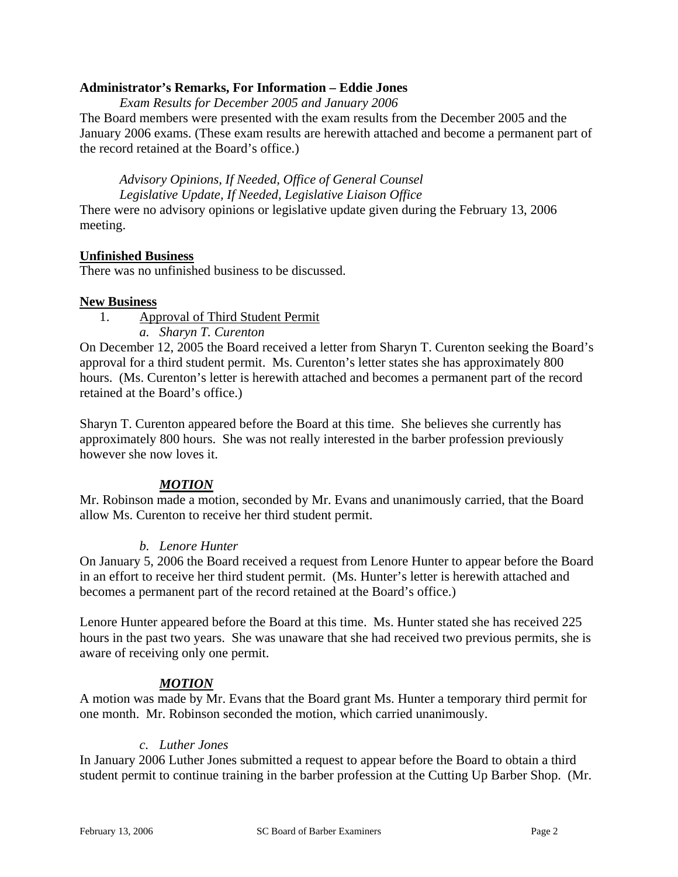**Administrator's Remarks, For Information – Eddie Jones**

*Exam Results for December 2005 and January 2006*

The Board members were presented with the exam results from the December 2005 and the January 2006 exams. (These exam results are herewith attached and become a permanent part of the record retained at the Board's office.)

*Advisory Opinions, If Needed, Office of General Counsel*
*Legislative Update, If Needed, Legislative Liaison Office*

There were no advisory opinions or legislative update given during the February 13, 2006 meeting.

**<u>Unfinished Business</u>**

There was no unfinished business to be discussed.

**<u>New Business</u>**

1. <u>Approval of Third Student Permit</u>

*a. Sharyn T. Curenton*

On December 12, 2005 the Board received a letter from Sharyn T. Curenton seeking the Board's approval for a third student permit. Ms. Curenton's letter states she has approximately 800 hours. (Ms. Curenton's letter is herewith attached and becomes a permanent part of the record retained at the Board's office.)

Sharyn T. Curenton appeared before the Board at this time. She believes she currently has approximately 800 hours. She was not really interested in the barber profession previously however she now loves it.

***<u>MOTION</u>***

Mr. Robinson made a motion, seconded by Mr. Evans and unanimously carried, that the Board allow Ms. Curenton to receive her third student permit.

*b. Lenore Hunter*

On January 5, 2006 the Board received a request from Lenore Hunter to appear before the Board in an effort to receive her third student permit. (Ms. Hunter's letter is herewith attached and becomes a permanent part of the record retained at the Board's office.)

Lenore Hunter appeared before the Board at this time. Ms. Hunter stated she has received 225 hours in the past two years. She was unaware that she had received two previous permits, she is aware of receiving only one permit.

***<u>MOTION</u>***

A motion was made by Mr. Evans that the Board grant Ms. Hunter a temporary third permit for one month. Mr. Robinson seconded the motion, which carried unanimously.

*c. Luther Jones*

In January 2006 Luther Jones submitted a request to appear before the Board to obtain a third student permit to continue training in the barber profession at the Cutting Up Barber Shop. (Mr.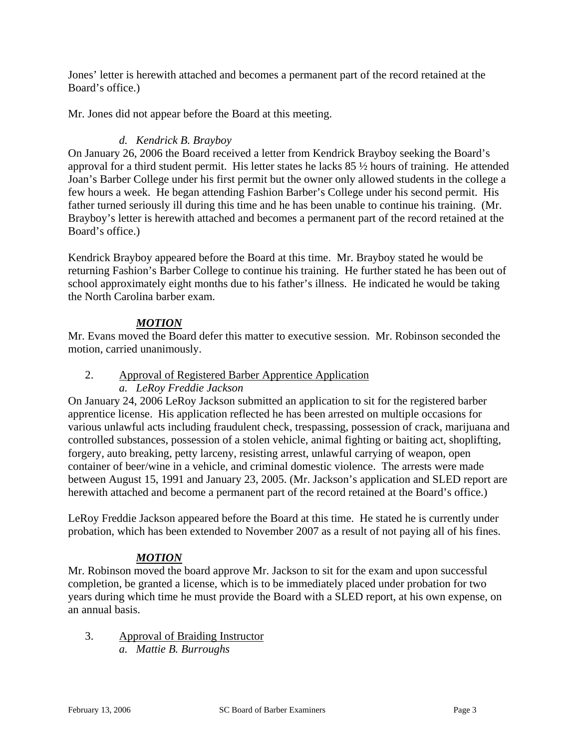Jones' letter is herewith attached and becomes a permanent part of the record retained at the Board's office.)

Mr. Jones did not appear before the Board at this meeting.

*d. Kendrick B. Brayboy*

On January 26, 2006 the Board received a letter from Kendrick Brayboy seeking the Board's approval for a third student permit. His letter states he lacks 85 ½ hours of training. He attended Joan's Barber College under his first permit but the owner only allowed students in the college a few hours a week. He began attending Fashion Barber's College under his second permit. His father turned seriously ill during this time and he has been unable to continue his training. (Mr. Brayboy's letter is herewith attached and becomes a permanent part of the record retained at the Board's office.)

Kendrick Brayboy appeared before the Board at this time. Mr. Brayboy stated he would be returning Fashion's Barber College to continue his training. He further stated he has been out of school approximately eight months due to his father's illness. He indicated he would be taking the North Carolina barber exam.

***MOTION***

Mr. Evans moved the Board defer this matter to executive session. Mr. Robinson seconded the motion, carried unanimously.

2. Approval of Registered Barber Apprentice Application

*a. LeRoy Freddie Jackson*

On January 24, 2006 LeRoy Jackson submitted an application to sit for the registered barber apprentice license. His application reflected he has been arrested on multiple occasions for various unlawful acts including fraudulent check, trespassing, possession of crack, marijuana and controlled substances, possession of a stolen vehicle, animal fighting or baiting act, shoplifting, forgery, auto breaking, petty larceny, resisting arrest, unlawful carrying of weapon, open container of beer/wine in a vehicle, and criminal domestic violence. The arrests were made between August 15, 1991 and January 23, 2005. (Mr. Jackson's application and SLED report are herewith attached and become a permanent part of the record retained at the Board's office.)

LeRoy Freddie Jackson appeared before the Board at this time. He stated he is currently under probation, which has been extended to November 2007 as a result of not paying all of his fines.

***MOTION***

Mr. Robinson moved the board approve Mr. Jackson to sit for the exam and upon successful completion, be granted a license, which is to be immediately placed under probation for two years during which time he must provide the Board with a SLED report, at his own expense, on an annual basis.

3. Approval of Braiding Instructor

*a. Mattie B. Burroughs*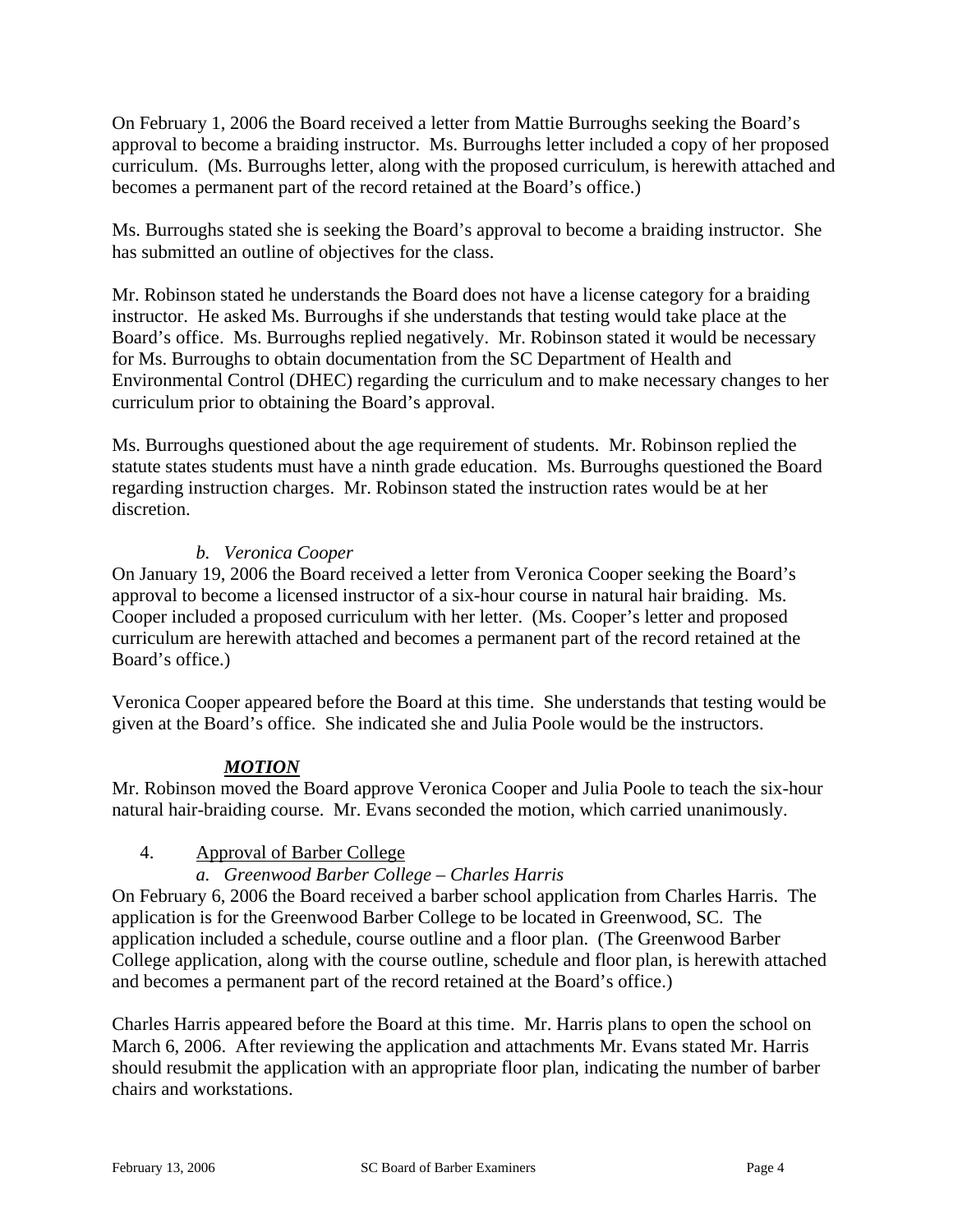On February 1, 2006 the Board received a letter from Mattie Burroughs seeking the Board's approval to become a braiding instructor. Ms. Burroughs letter included a copy of her proposed curriculum. (Ms. Burroughs letter, along with the proposed curriculum, is herewith attached and becomes a permanent part of the record retained at the Board's office.)

Ms. Burroughs stated she is seeking the Board's approval to become a braiding instructor. She has submitted an outline of objectives for the class.

Mr. Robinson stated he understands the Board does not have a license category for a braiding instructor. He asked Ms. Burroughs if she understands that testing would take place at the Board's office. Ms. Burroughs replied negatively. Mr. Robinson stated it would be necessary for Ms. Burroughs to obtain documentation from the SC Department of Health and Environmental Control (DHEC) regarding the curriculum and to make necessary changes to her curriculum prior to obtaining the Board's approval.

Ms. Burroughs questioned about the age requirement of students. Mr. Robinson replied the statute states students must have a ninth grade education. Ms. Burroughs questioned the Board regarding instruction charges. Mr. Robinson stated the instruction rates would be at her discretion.

*b. Veronica Cooper*

On January 19, 2006 the Board received a letter from Veronica Cooper seeking the Board's approval to become a licensed instructor of a six-hour course in natural hair braiding. Ms. Cooper included a proposed curriculum with her letter. (Ms. Cooper's letter and proposed curriculum are herewith attached and becomes a permanent part of the record retained at the Board's office.)

Veronica Cooper appeared before the Board at this time. She understands that testing would be given at the Board's office. She indicated she and Julia Poole would be the instructors.

***MOTION***

Mr. Robinson moved the Board approve Veronica Cooper and Julia Poole to teach the six-hour natural hair-braiding course. Mr. Evans seconded the motion, which carried unanimously.

4. Approval of Barber College

*a. Greenwood Barber College – Charles Harris*

On February 6, 2006 the Board received a barber school application from Charles Harris. The application is for the Greenwood Barber College to be located in Greenwood, SC. The application included a schedule, course outline and a floor plan. (The Greenwood Barber College application, along with the course outline, schedule and floor plan, is herewith attached and becomes a permanent part of the record retained at the Board's office.)

Charles Harris appeared before the Board at this time. Mr. Harris plans to open the school on March 6, 2006. After reviewing the application and attachments Mr. Evans stated Mr. Harris should resubmit the application with an appropriate floor plan, indicating the number of barber chairs and workstations.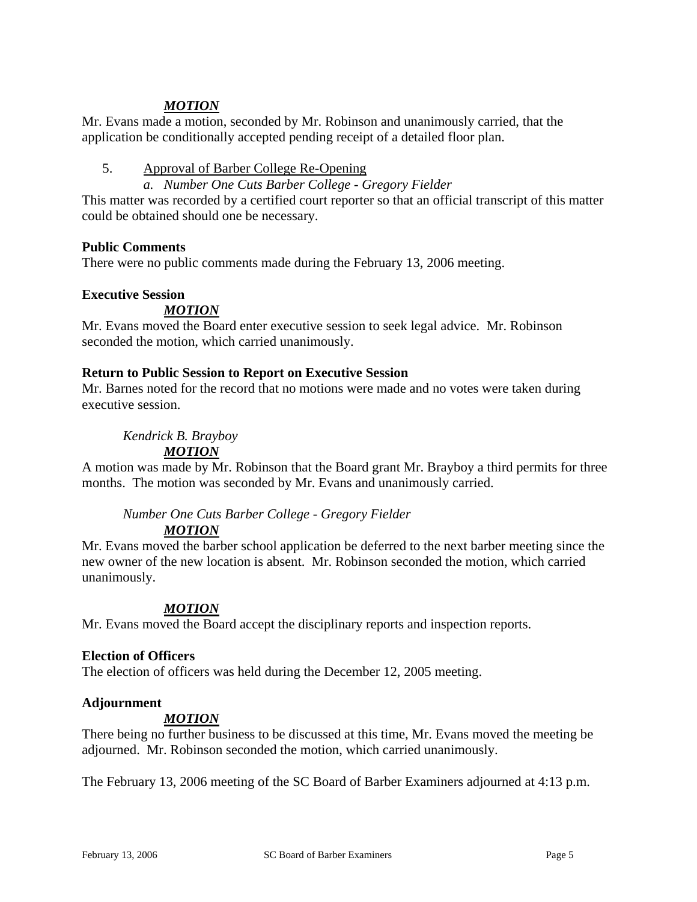***MOTION***

Mr. Evans made a motion, seconded by Mr. Robinson and unanimously carried, that the application be conditionally accepted pending receipt of a detailed floor plan.

5. Approval of Barber College Re-Opening
   a. *Number One Cuts Barber College - Gregory Fielder*

This matter was recorded by a certified court reporter so that an official transcript of this matter could be obtained should one be necessary.

**Public Comments**

There were no public comments made during the February 13, 2006 meeting.

**Executive Session**

***MOTION***

Mr. Evans moved the Board enter executive session to seek legal advice. Mr. Robinson seconded the motion, which carried unanimously.

**Return to Public Session to Report on Executive Session**

Mr. Barnes noted for the record that no motions were made and no votes were taken during executive session.

*Kendrick B. Brayboy*

***MOTION***

A motion was made by Mr. Robinson that the Board grant Mr. Brayboy a third permits for three months. The motion was seconded by Mr. Evans and unanimously carried.

*Number One Cuts Barber College - Gregory Fielder*

***MOTION***

Mr. Evans moved the barber school application be deferred to the next barber meeting since the new owner of the new location is absent. Mr. Robinson seconded the motion, which carried unanimously.

***MOTION***

Mr. Evans moved the Board accept the disciplinary reports and inspection reports.

**Election of Officers**

The election of officers was held during the December 12, 2005 meeting.

**Adjournment**

***MOTION***

There being no further business to be discussed at this time, Mr. Evans moved the meeting be adjourned. Mr. Robinson seconded the motion, which carried unanimously.

The February 13, 2006 meeting of the SC Board of Barber Examiners adjourned at 4:13 p.m.